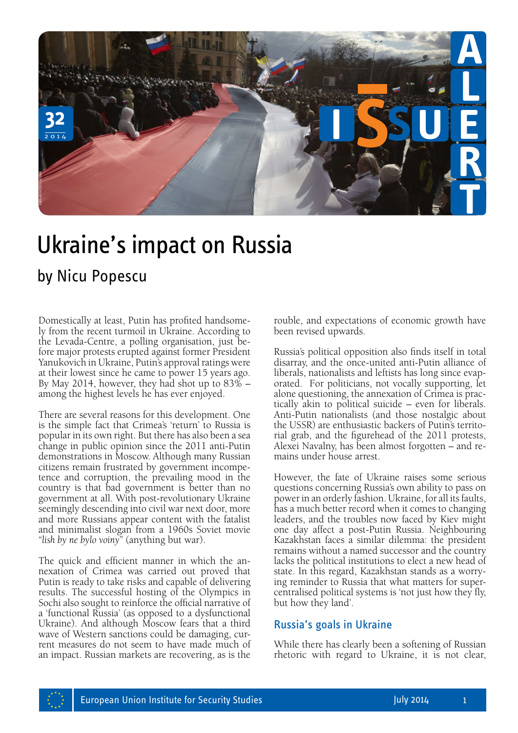# Ukraine's impact on Russia

## by Nicu Popescu

Domestically at least, Putin has profited handsomely from the recent turmoil in Ukraine. According to the Levada-Centre, a polling organisation, just before major protests erupted against former President Yanukovich in Ukraine, Putin's approval ratings were at their lowest since he came to power 15 years ago. By May 2014, however, they had shot up to 83% – among the highest levels he has ever enjoyed.

There are several reasons for this development. One is the simple fact that Crimea's 'return' to Russia is popular in its own right. But there has also been a sea change in public opinion since the 2011 anti-Putin demonstrations in Moscow. Although many Russian citizens remain frustrated by government incompetence and corruption, the prevailing mood in the country is that bad government is better than no government at all. With post-revolutionary Ukraine seemingly descending into civil war next door, more and more Russians appear content with the fatalist and minimalist slogan from a 1960s Soviet movie "*lish by ne bylo voiny*" (anything but war).

The quick and efficient manner in which the annexation of Crimea was carried out proved that Putin is ready to take risks and capable of delivering results. The successful hosting of the Olympics in Sochi also sought to reinforce the official narrative of a 'functional Russia' (as opposed to a dysfunctional Ukraine). And although Moscow fears that a third wave of Western sanctions could be damaging, current measures do not seem to have made much of an impact. Russian markets are recovering, as is the rouble, and expectations of economic growth have been revised upwards.

Russia's political opposition also finds itself in total disarray, and the once-united anti-Putin alliance of liberals, nationalists and leftists has long since evaporated. For politicians, not vocally supporting, let alone questioning, the annexation of Crimea is practically akin to political suicide – even for liberals. Anti-Putin nationalists (and those nostalgic about the USSR) are enthusiastic backers of Putin's territorial grab, and the figurehead of the 2011 protests, Alexei Navalny, has been almost forgotten – and remains under house arrest.

However, the fate of Ukraine raises some serious questions concerning Russia's own ability to pass on power in an orderly fashion. Ukraine, for all its faults, has a much better record when it comes to changing leaders, and the troubles now faced by Kiev might one day affect a post-Putin Russia. Neighbouring Kazakhstan faces a similar dilemma: the president remains without a named successor and the country lacks the political institutions to elect a new head of state. In this regard, Kazakhstan stands as a worrying reminder to Russia that what matters for super-centralised political systems is 'not just how they fly, but how they land'.

### Russia's goals in Ukraine

While there has clearly been a softening of Russian rhetoric with regard to Ukraine, it is not clear,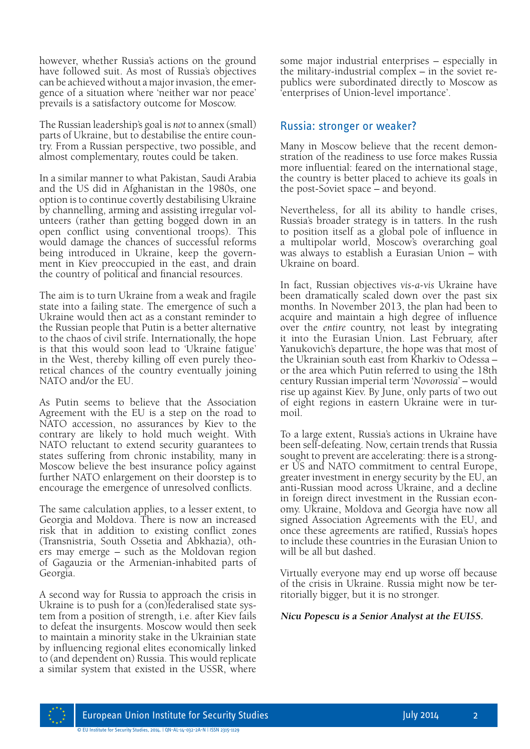however, whether Russia's actions on the ground have followed suit. As most of Russia's objectives can be achieved without a major invasion, the emergence of a situation where 'neither war nor peace' prevails is a satisfactory outcome for Moscow.

The Russian leadership's goal is *not* to annex (small) parts of Ukraine, but to destabilise the entire country. From a Russian perspective, two possible, and almost complementary, routes could be taken.

In a similar manner to what Pakistan, Saudi Arabia and the US did in Afghanistan in the 1980s, one option is to continue covertly destabilising Ukraine by channelling, arming and assisting irregular volunteers (rather than getting bogged down in an open conflict using conventional troops). This would damage the chances of successful reforms being introduced in Ukraine, keep the government in Kiev preoccupied in the east, and drain the country of political and financial resources.

The aim is to turn Ukraine from a weak and fragile state into a failing state. The emergence of such a Ukraine would then act as a constant reminder to the Russian people that Putin is a better alternative to the chaos of civil strife. Internationally, the hope is that this would soon lead to 'Ukraine fatigue' in the West, thereby killing off even purely theoretical chances of the country eventually joining NATO and/or the EU.

As Putin seems to believe that the Association Agreement with the EU is a step on the road to NATO accession, no assurances by Kiev to the contrary are likely to hold much weight. With NATO reluctant to extend security guarantees to states suffering from chronic instability, many in Moscow believe the best insurance policy against further NATO enlargement on their doorstep is to encourage the emergence of unresolved conflicts.

The same calculation applies, to a lesser extent, to Georgia and Moldova. There is now an increased risk that in addition to existing conflict zones (Transnistria, South Ossetia and Abkhazia), others may emerge – such as the Moldovan region of Gagauzia or the Armenian-inhabited parts of Georgia.

A second way for Russia to approach the crisis in Ukraine is to push for a (con)federalised state system from a position of strength, i.e. after Kiev fails to defeat the insurgents. Moscow would then seek to maintain a minority stake in the Ukrainian state by influencing regional elites economically linked to (and dependent on) Russia. This would replicate a similar system that existed in the USSR, where some major industrial enterprises – especially in the military-industrial complex – in the soviet republics were subordinated directly to Moscow as 'enterprises of Union-level importance'.

## Russia: stronger or weaker?

Many in Moscow believe that the recent demonstration of the readiness to use force makes Russia more influential: feared on the international stage, the country is better placed to achieve its goals in the post-Soviet space – and beyond.

Nevertheless, for all its ability to handle crises, Russia's broader strategy is in tatters. In the rush to position itself as a global pole of influence in a multipolar world, Moscow's overarching goal was always to establish a Eurasian Union – with Ukraine on board.

In fact, Russian objectives *vis-a-vis* Ukraine have been dramatically scaled down over the past six months. In November 2013, the plan had been to acquire and maintain a high degree of influence over the *entire* country, not least by integrating it into the Eurasian Union. Last February, after Yanukovich's departure, the hope was that most of the Ukrainian south east from Kharkiv to Odessa – or the area which Putin referred to using the 18th century Russian imperial term '*Novorossia*' – would rise up against Kiev. By June, only parts of two out of eight regions in eastern Ukraine were in turmoil.

To a large extent, Russia's actions in Ukraine have been self-defeating. Now, certain trends that Russia sought to prevent are accelerating: there is a stronger US and NATO commitment to central Europe, greater investment in energy security by the EU, an anti-Russian mood across Ukraine, and a decline in foreign direct investment in the Russian economy. Ukraine, Moldova and Georgia have now all signed Association Agreements with the EU, and once these agreements are ratified, Russia's hopes to include these countries in the Eurasian Union to will be all but dashed.

Virtually everyone may end up worse off because of the crisis in Ukraine. Russia might now be territorially bigger, but it is no stronger.

***Nicu Popescu is a Senior Analyst at the EUISS.***

© EU Institute for Security Studies, 2014. | QN-AL-14-032-2A-N | ISSN 2315-1129